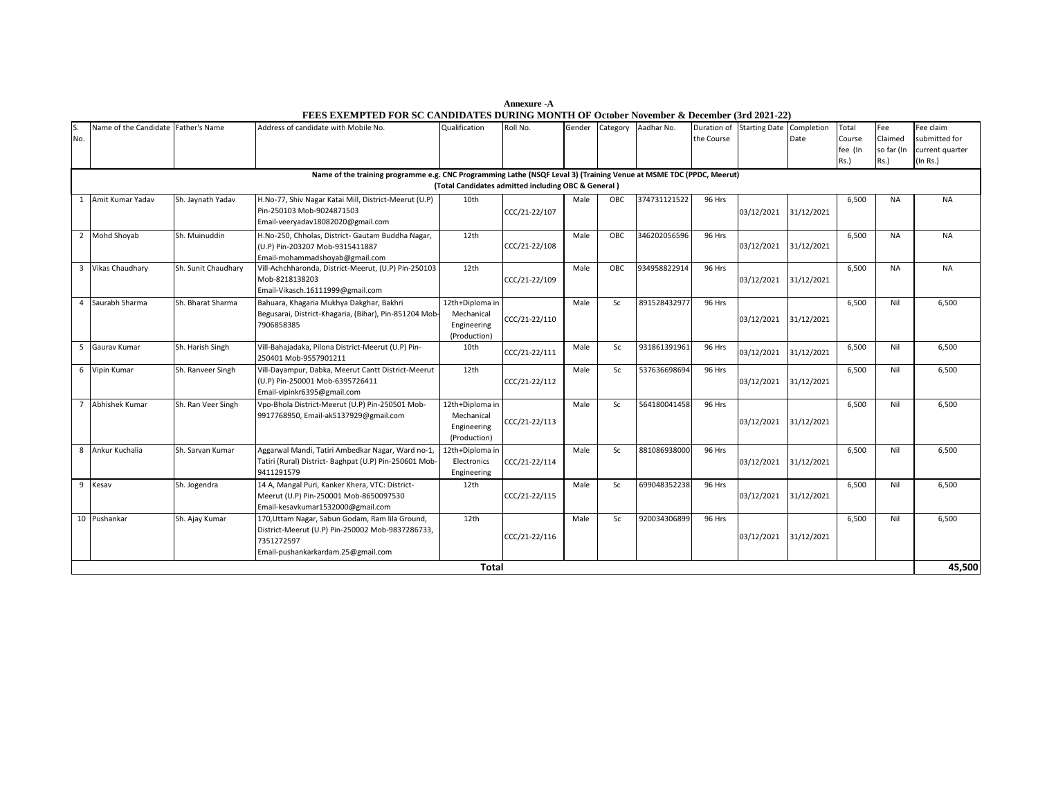**Annexure -A**

**FEES EXEMPTED FOR SC CANDIDATES DURING MONTH OF October November & December (3rd 2021-22)**

| S. No. | Name of the Candidate | Father's Name | Address of candidate with Mobile No. | Qualification | Roll No. | Gender | Category | Aadhar No. | Duration of the Course | Starting Date | Completion Date | Total Course fee (In Rs.) | Fee Claimed so far (In Rs.) | Fee claim submitted for current quarter (In Rs.) |
|---|---|---|---|---|---|---|---|---|---|---|---|---|---|---|
| **Name of the training programme e.g. CNC Programming Lathe (NSQF Leval 3) (Training Venue at MSME TDC (PPDC, Meerut) (Total Candidates admitted including OBC & General )** | | | | | | | | | | | | | | |
| 1 | Amit Kumar Yadav | Sh. Jaynath Yadav | H.No-77, Shiv Nagar Katai Mill, District-Meerut (U.P) Pin-250103 Mob-9024871503 Email-veeryadav18082020@gmail.com | 10th | CCC/21-22/107 | Male | OBC | 374731121522 | 96 Hrs | 03/12/2021 | 31/12/2021 | 6,500 | NA | NA |
| 2 | Mohd Shoyab | Sh. Muinuddin | H.No-250, Chholas, District- Gautam Buddha Nagar, (U.P) Pin-203207 Mob-9315411887 Email-mohammadshoyab@gmail.com | 12th | CCC/21-22/108 | Male | OBC | 346202056596 | 96 Hrs | 03/12/2021 | 31/12/2021 | 6,500 | NA | NA |
| 3 | Vikas Chaudhary | Sh. Sunit Chaudhary | Vill-Achchharonda, District-Meerut, (U.P) Pin-250103 Mob-8218138203 Email-Vikasch.16111999@gmail.com | 12th | CCC/21-22/109 | Male | OBC | 934958822914 | 96 Hrs | 03/12/2021 | 31/12/2021 | 6,500 | NA | NA |
| 4 | Saurabh Sharma | Sh. Bharat Sharma | Bahuara, Khagaria Mukhya Dakghar, Bakhri Begusarai, District-Khagaria, (Bihar), Pin-851204 Mob-7906858385 | 12th+Diploma in Mechanical Engineering (Production) | CCC/21-22/110 | Male | Sc | 891528432977 | 96 Hrs | 03/12/2021 | 31/12/2021 | 6,500 | Nil | 6,500 |
| 5 | Gaurav Kumar | Sh. Harish Singh | Vill-Bahajadaka, Pilona District-Meerut (U.P) Pin-250401 Mob-9557901211 | 10th | CCC/21-22/111 | Male | Sc | 931861391961 | 96 Hrs | 03/12/2021 | 31/12/2021 | 6,500 | Nil | 6,500 |
| 6 | Vipin Kumar | Sh. Ranveer Singh | Vill-Dayampur, Dabka, Meerut Cantt District-Meerut (U.P) Pin-250001 Mob-6395726411 Email-vipinkr6395@gmail.com | 12th | CCC/21-22/112 | Male | Sc | 537636698694 | 96 Hrs | 03/12/2021 | 31/12/2021 | 6,500 | Nil | 6,500 |
| 7 | Abhishek Kumar | Sh. Ran Veer Singh | Vpo-Bhola District-Meerut (U.P) Pin-250501 Mob-9917768950, Email-ak5137929@gmail.com | 12th+Diploma in Mechanical Engineering (Production) | CCC/21-22/113 | Male | Sc | 564180041458 | 96 Hrs | 03/12/2021 | 31/12/2021 | 6,500 | Nil | 6,500 |
| 8 | Ankur Kuchalia | Sh. Sarvan Kumar | Aggarwal Mandi, Tatiri Ambedkar Nagar, Ward no-1, Tatiri (Rural) District- Baghpat (U.P) Pin-250601 Mob-9411291579 | 12th+Diploma in Electronics Engineering | CCC/21-22/114 | Male | Sc | 881086938000 | 96 Hrs | 03/12/2021 | 31/12/2021 | 6,500 | Nil | 6,500 |
| 9 | Kesav | Sh. Jogendra | 14 A, Mangal Puri, Kanker Khera, VTC: District-Meerut (U.P) Pin-250001 Mob-8650097530 Email-kesavkumar1532000@gmail.com | 12th | CCC/21-22/115 | Male | Sc | 699048352238 | 96 Hrs | 03/12/2021 | 31/12/2021 | 6,500 | Nil | 6,500 |
| 10 | Pushankar | Sh. Ajay Kumar | 170,Uttam Nagar, Sabun Godam, Ram lila Ground, District-Meerut (U.P) Pin-250002 Mob-9837286733, 7351272597 Email-pushankarkardam.25@gmail.com | 12th | CCC/21-22/116 | Male | Sc | 920034306899 | 96 Hrs | 03/12/2021 | 31/12/2021 | 6,500 | Nil | 6,500 |
| **Total** | | | | | | | | | | | | | | **45,500** |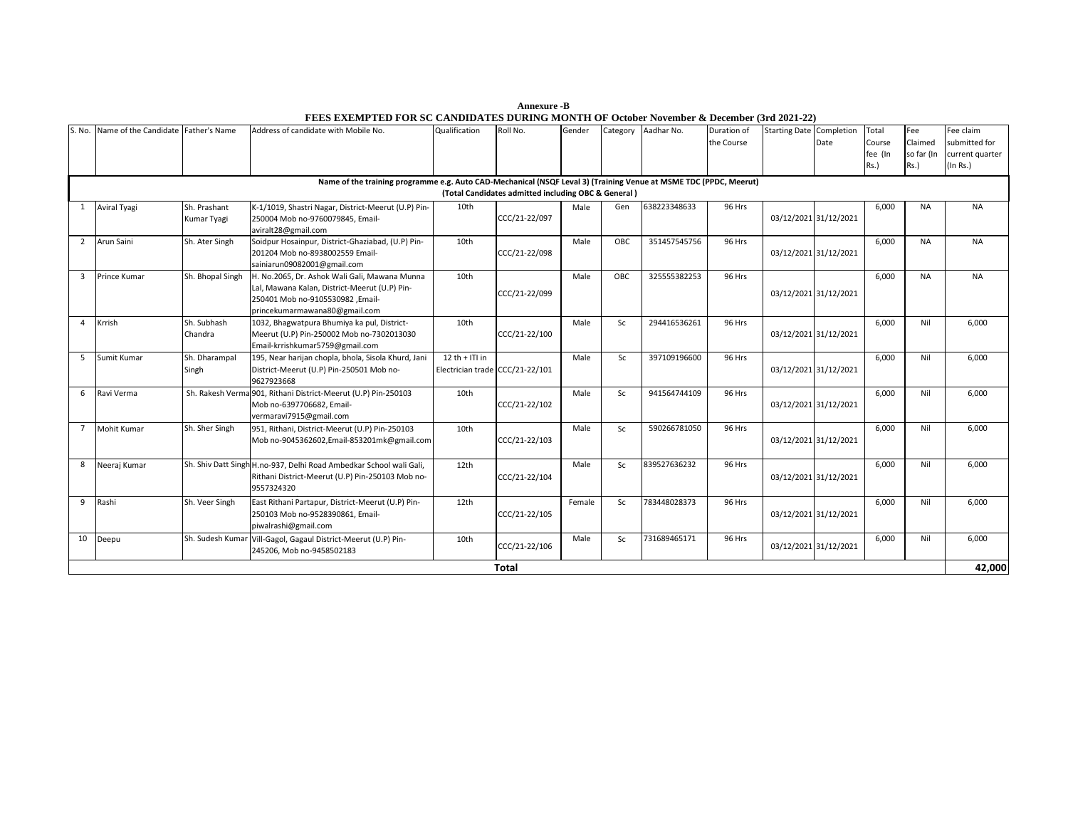**Annexure -B**

**FEES EXEMPTED FOR SC CANDIDATES DURING MONTH OF October November & December (3rd 2021-22)**

| S. No. | Name of the Candidate | Father's Name | Address of candidate with Mobile No. | Qualification | Roll No. | Gender | Category | Aadhar No. | Duration of the Course | Starting Date | Completion Date | Total Course fee (In Rs.) | Fee Claimed so far (In Rs.) | Fee claim submitted for current quarter (In Rs.) |
|---|---|---|---|---|---|---|---|---|---|---|---|---|---|---|
| **Name of the training programme e.g. Auto CAD-Mechanical (NSQF Leval 3) (Training Venue at MSME TDC (PPDC, Meerut) (Total Candidates admitted including OBC & General )** | | | | | | | | | | | | | | |
| 1 | Aviral Tyagi | Sh. Prashant Kumar Tyagi | K-1/1019, Shastri Nagar, District-Meerut (U.P) Pin-250004 Mob no-9760079845, Email-aviralt28@gmail.com | 10th | CCC/21-22/097 | Male | Gen | 638223348633 | 96 Hrs | 03/12/2021 | 31/12/2021 | 6,000 | NA | NA |
| 2 | Arun Saini | Sh. Ater Singh | Soidpur Hosainpur, District-Ghaziabad, (U.P) Pin-201204 Mob no-8938002559 Email-sainiarun09082001@gmail.com | 10th | CCC/21-22/098 | Male | OBC | 351457545756 | 96 Hrs | 03/12/2021 | 31/12/2021 | 6,000 | NA | NA |
| 3 | Prince Kumar | Sh. Bhopal Singh | H. No.2065, Dr. Ashok Wali Gali, Mawana Munna Lal, Mawana Kalan, District-Meerut (U.P) Pin-250401 Mob no-9105530982 ,Email-princekumarmawana80@gmail.com | 10th | CCC/21-22/099 | Male | OBC | 325555382253 | 96 Hrs | 03/12/2021 | 31/12/2021 | 6,000 | NA | NA |
| 4 | Krrish | Sh. Subhash Chandra | 1032, Bhagwatpura Bhumiya ka pul, District-Meerut (U.P) Pin-250002 Mob no-7302013030 Email-krrishkumar5759@gmail.com | 10th | CCC/21-22/100 | Male | Sc | 294416536261 | 96 Hrs | 03/12/2021 | 31/12/2021 | 6,000 | Nil | 6,000 |
| 5 | Sumit Kumar | Sh. Dharampal Singh | 195, Near harijan chopla, bhola, Sisola Khurd, Jani District-Meerut (U.P) Pin-250501 Mob no-9627923668 | 12 th + ITI in Electrician trade | CCC/21-22/101 | Male | Sc | 397109196600 | 96 Hrs | 03/12/2021 | 31/12/2021 | 6,000 | Nil | 6,000 |
| 6 | Ravi Verma | Sh. Rakesh Verma | 901, Rithani District-Meerut (U.P) Pin-250103 Mob no-6397706682, Email-vermaravi7915@gmail.com | 10th | CCC/21-22/102 | Male | Sc | 941564744109 | 96 Hrs | 03/12/2021 | 31/12/2021 | 6,000 | Nil | 6,000 |
| 7 | Mohit Kumar | Sh. Sher Singh | 951, Rithani, District-Meerut (U.P) Pin-250103 Mob no-9045362602,Email-853201mk@gmail.com | 10th | CCC/21-22/103 | Male | Sc | 590266781050 | 96 Hrs | 03/12/2021 | 31/12/2021 | 6,000 | Nil | 6,000 |
| 8 | Neeraj Kumar | Sh. Shiv Datt Singh | H.no-937, Delhi Road Ambedkar School wali Gali, Rithani District-Meerut (U.P) Pin-250103 Mob no-9557324320 | 12th | CCC/21-22/104 | Male | Sc | 839527636232 | 96 Hrs | 03/12/2021 | 31/12/2021 | 6,000 | Nil | 6,000 |
| 9 | Rashi | Sh. Veer Singh | East Rithani Partapur, District-Meerut (U.P) Pin-250103 Mob no-9528390861, Email-piwalrashi@gmail.com | 12th | CCC/21-22/105 | Female | Sc | 783448028373 | 96 Hrs | 03/12/2021 | 31/12/2021 | 6,000 | Nil | 6,000 |
| 10 | Deepu | Sh. Sudesh Kumar | Vill-Gagol, Gagaul District-Meerut (U.P) Pin-245206, Mob no-9458502183 | 10th | CCC/21-22/106 | Male | Sc | 731689465171 | 96 Hrs | 03/12/2021 | 31/12/2021 | 6,000 | Nil | 6,000 |
| **Total** | | | | | | | | | | | | | | **42,000** |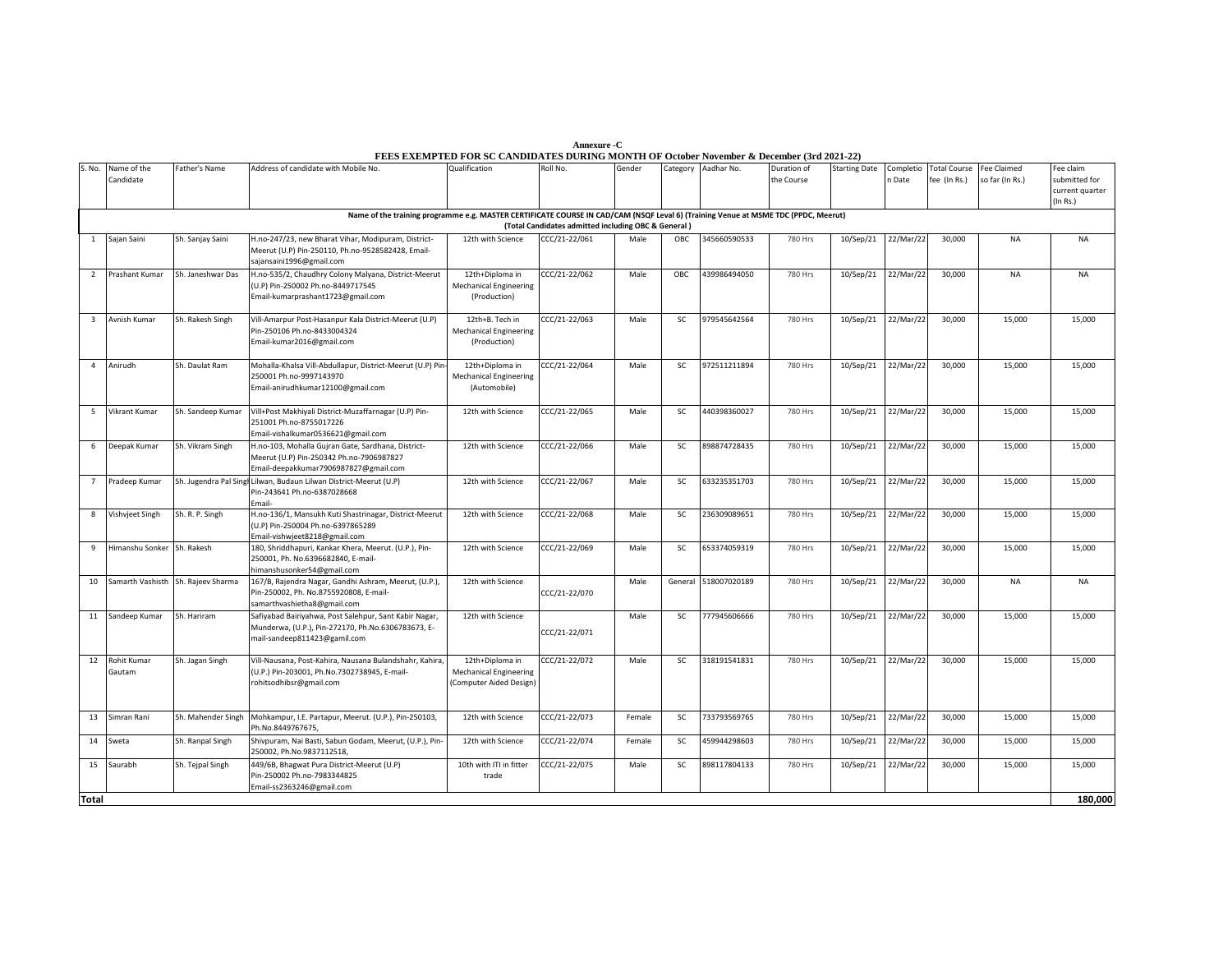**Annexure -C**

**FEES EXEMPTED FOR SC CANDIDATES DURING MONTH OF October November & December (3rd 2021-22)**

| S. No. | Name of the Candidate | Father's Name | Address of candidate with Mobile No. | Qualification | Roll No. | Gender | Category | Aadhar No. | Duration of the Course | Starting Date | Completion Date | Total Course fee (In Rs.) | Fee Claimed so far (In Rs.) | Fee claim submitted for current quarter (In Rs.) |
|---|---|---|---|---|---|---|---|---|---|---|---|---|---|---|
| Name of the training programme e.g. MASTER CERTIFICATE COURSE IN CAD/CAM (NSQF Leval 6) (Training Venue at MSME TDC (PPDC, Meerut) (Total Candidates admitted including OBC & General) | | | | | | | | | | | | | | |
| 1 | Sajan Saini | Sh. Sanjay Saini | H.no-247/23, new Bharat Vihar, Modipuram, District-Meerut (U.P) Pin-250110, Ph.no-9528582428, Email-sajansaini1996@gmail.com | 12th with Science | CCC/21-22/061 | Male | OBC | 345660590533 | 780 Hrs | 10/Sep/21 | 22/Mar/22 | 30,000 | NA | NA |
| 2 | Prashant Kumar | Sh. Janeshwar Das | H.no-535/2, Chaudhry Colony Malyana, District-Meerut (U.P) Pin-250002 Ph.no-8449717545 Email-kumarprashant1723@gmail.com | 12th+Diploma in Mechanical Engineering (Production) | CCC/21-22/062 | Male | OBC | 439986494050 | 780 Hrs | 10/Sep/21 | 22/Mar/22 | 30,000 | NA | NA |
| 3 | Avnish Kumar | Sh. Rakesh Singh | Vill-Amarpur Post-Hasanpur Kala District-Meerut (U.P) Pin-250106 Ph.no-8433004324 Email-kumar2016@gmail.com | 12th+B. Tech in Mechanical Engineering (Production) | CCC/21-22/063 | Male | SC | 979545642564 | 780 Hrs | 10/Sep/21 | 22/Mar/22 | 30,000 | 15,000 | 15,000 |
| 4 | Anirudh | Sh. Daulat Ram | Mohalla-Khalsa Vill-Abdullapur, District-Meerut (U.P) Pin-250001 Ph.no-9997143970 Email-anirudhkumar12100@gmail.com | 12th+Diploma in Mechanical Engineering (Automobile) | CCC/21-22/064 | Male | SC | 972511211894 | 780 Hrs | 10/Sep/21 | 22/Mar/22 | 30,000 | 15,000 | 15,000 |
| 5 | Vikrant Kumar | Sh. Sandeep Kumar | Vill+Post Makhiyali District-Muzaffarnagar (U.P) Pin-251001 Ph.no-8755017226 Email-vishalkumar0536621@gmail.com | 12th with Science | CCC/21-22/065 | Male | SC | 440398360027 | 780 Hrs | 10/Sep/21 | 22/Mar/22 | 30,000 | 15,000 | 15,000 |
| 6 | Deepak Kumar | Sh. Vikram Singh | H.no-103, Mohalla Gujran Gate, Sardhana, District-Meerut (U.P) Pin-250342 Ph.no-7906987827 Email-deepakkumar7906987827@gmail.com | 12th with Science | CCC/21-22/066 | Male | SC | 898874728435 | 780 Hrs | 10/Sep/21 | 22/Mar/22 | 30,000 | 15,000 | 15,000 |
| 7 | Pradeep Kumar | Sh. Jugendra Pal Singh | Lilwan, Budaun Lilwan District-Meerut (U.P) Pin-243641 Ph.no-6387028668 Email- | 12th with Science | CCC/21-22/067 | Male | SC | 633235351703 | 780 Hrs | 10/Sep/21 | 22/Mar/22 | 30,000 | 15,000 | 15,000 |
| 8 | Vishvjeet Singh | Sh. R. P. Singh | H.no-136/1, Mansukh Kuti Shastrinagar, District-Meerut (U.P) Pin-250004 Ph.no-6397865289 Email-vishwjeet8218@gmail.com | 12th with Science | CCC/21-22/068 | Male | SC | 236309089651 | 780 Hrs | 10/Sep/21 | 22/Mar/22 | 30,000 | 15,000 | 15,000 |
| 9 | Himanshu Sonker | Sh. Rakesh | 180, Shriddhapuri, Kankar Khera, Meerut. (U.P.), Pin-250001, Ph. No.6396682840, E-mail-himanshusonker54@gmail.com | 12th with Science | CCC/21-22/069 | Male | SC | 653374059319 | 780 Hrs | 10/Sep/21 | 22/Mar/22 | 30,000 | 15,000 | 15,000 |
| 10 | Samarth Vashisth | Sh. Rajeev Sharma | 167/B, Rajendra Nagar, Gandhi Ashram, Meerut, (U.P.), Pin-250002, Ph. No.8755920808, E-mail-samarthvashietha8@gmail.com | 12th with Science | CCC/21-22/070 | Male | General | 518007020189 | 780 Hrs | 10/Sep/21 | 22/Mar/22 | 30,000 | NA | NA |
| 11 | Sandeep Kumar | Sh. Hariram | Safiyabad Bairiyahwa, Post Salehpur, Sant Kabir Nagar, Munderwa, (U.P.), Pin-272170, Ph.No.6306783673, E-mail-sandeep811423@gamil.com | 12th with Science | CCC/21-22/071 | Male | SC | 777945606666 | 780 Hrs | 10/Sep/21 | 22/Mar/22 | 30,000 | 15,000 | 15,000 |
| 12 | Rohit Kumar Gautam | Sh. Jagan Singh | Vill-Nausana, Post-Kahira, Nausana Bulandshahr, Kahira, (U.P.) Pin-203001, Ph.No.7302738945, E-mail-rohitsodhibsr@gmail.com | 12th+Diploma in Mechanical Engineering (Computer Aided Design) | CCC/21-22/072 | Male | SC | 318191541831 | 780 Hrs | 10/Sep/21 | 22/Mar/22 | 30,000 | 15,000 | 15,000 |
| 13 | Simran Rani | Sh. Mahender Singh | Mohkampur, I.E. Partapur, Meerut. (U.P.), Pin-250103, Ph.No.8449767675, | 12th with Science | CCC/21-22/073 | Female | SC | 733793569765 | 780 Hrs | 10/Sep/21 | 22/Mar/22 | 30,000 | 15,000 | 15,000 |
| 14 | Sweta | Sh. Ranpal Singh | Shivpuram, Nai Basti, Sabun Godam, Meerut, (U.P.), Pin-250002, Ph.No.9837112518, | 12th with Science | CCC/21-22/074 | Female | SC | 459944298603 | 780 Hrs | 10/Sep/21 | 22/Mar/22 | 30,000 | 15,000 | 15,000 |
| 15 | Saurabh | Sh. Tejpal Singh | 449/6B, Bhagwat Pura District-Meerut (U.P) Pin-250002 Ph.no-7983344825 Email-ss2363246@gmail.com | 10th with ITI in fitter trade | CCC/21-22/075 | Male | SC | 898117804133 | 780 Hrs | 10/Sep/21 | 22/Mar/22 | 30,000 | 15,000 | 15,000 |
| **Total** | | | | | | | | | | | | | | **180,000** |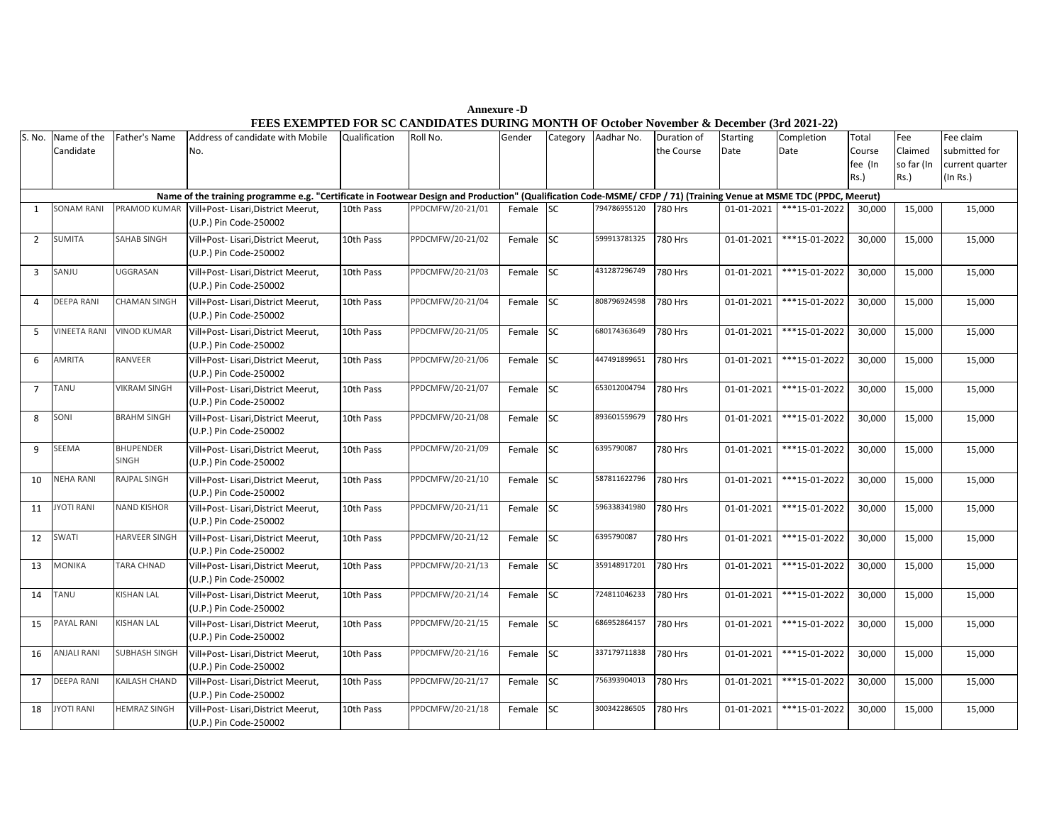**Annexure -D**

**FEES EXEMPTED FOR SC CANDIDATES DURING MONTH OF October November & December (3rd 2021-22)**

| S. No. | Name of the Candidate | Father's Name | Address of candidate with Mobile No. | Qualification | Roll No. | Gender | Category | Aadhar No. | Duration of the Course | Starting Date | Completion Date | Total Course fee (In Rs.) | Fee Claimed so far (In Rs.) | Fee claim submitted for current quarter (In Rs.) |
|---|---|---|---|---|---|---|---|---|---|---|---|---|---|---|
| Name of the training programme e.g. "Certificate in Footwear Design and Production" (Qualification Code-MSME/ CFDP / 71) (Training Venue at MSME TDC (PPDC, Meerut) | | | | | | | | | | | | | | |
| 1 | SONAM RANI | PRAMOD KUMAR | Vill+Post- Lisari,District Meerut, (U.P.) Pin Code-250002 | 10th Pass | PPDCMFW/20-21/01 | Female | SC | 794786955120 | 780 Hrs | 01-01-2021 | ***15-01-2022 | 30,000 | 15,000 | 15,000 |
| 2 | SUMITA | SAHAB SINGH | Vill+Post- Lisari,District Meerut, (U.P.) Pin Code-250002 | 10th Pass | PPDCMFW/20-21/02 | Female | SC | 599913781325 | 780 Hrs | 01-01-2021 | ***15-01-2022 | 30,000 | 15,000 | 15,000 |
| 3 | SANJU | UGGRASAN | Vill+Post- Lisari,District Meerut, (U.P.) Pin Code-250002 | 10th Pass | PPDCMFW/20-21/03 | Female | SC | 431287296749 | 780 Hrs | 01-01-2021 | ***15-01-2022 | 30,000 | 15,000 | 15,000 |
| 4 | DEEPA RANI | CHAMAN SINGH | Vill+Post- Lisari,District Meerut, (U.P.) Pin Code-250002 | 10th Pass | PPDCMFW/20-21/04 | Female | SC | 808796924598 | 780 Hrs | 01-01-2021 | ***15-01-2022 | 30,000 | 15,000 | 15,000 |
| 5 | VINEETA RANI | VINOD KUMAR | Vill+Post- Lisari,District Meerut, (U.P.) Pin Code-250002 | 10th Pass | PPDCMFW/20-21/05 | Female | SC | 680174363649 | 780 Hrs | 01-01-2021 | ***15-01-2022 | 30,000 | 15,000 | 15,000 |
| 6 | AMRITA | RANVEER | Vill+Post- Lisari,District Meerut, (U.P.) Pin Code-250002 | 10th Pass | PPDCMFW/20-21/06 | Female | SC | 447491899651 | 780 Hrs | 01-01-2021 | ***15-01-2022 | 30,000 | 15,000 | 15,000 |
| 7 | TANU | VIKRAM SINGH | Vill+Post- Lisari,District Meerut, (U.P.) Pin Code-250002 | 10th Pass | PPDCMFW/20-21/07 | Female | SC | 653012004794 | 780 Hrs | 01-01-2021 | ***15-01-2022 | 30,000 | 15,000 | 15,000 |
| 8 | SONI | BRAHM SINGH | Vill+Post- Lisari,District Meerut, (U.P.) Pin Code-250002 | 10th Pass | PPDCMFW/20-21/08 | Female | SC | 893601559679 | 780 Hrs | 01-01-2021 | ***15-01-2022 | 30,000 | 15,000 | 15,000 |
| 9 | SEEMA | BHUPENDER SINGH | Vill+Post- Lisari,District Meerut, (U.P.) Pin Code-250002 | 10th Pass | PPDCMFW/20-21/09 | Female | SC | 6395790087 | 780 Hrs | 01-01-2021 | ***15-01-2022 | 30,000 | 15,000 | 15,000 |
| 10 | NEHA RANI | RAJPAL SINGH | Vill+Post- Lisari,District Meerut, (U.P.) Pin Code-250002 | 10th Pass | PPDCMFW/20-21/10 | Female | SC | 587811622796 | 780 Hrs | 01-01-2021 | ***15-01-2022 | 30,000 | 15,000 | 15,000 |
| 11 | JYOTI RANI | NAND KISHOR | Vill+Post- Lisari,District Meerut, (U.P.) Pin Code-250002 | 10th Pass | PPDCMFW/20-21/11 | Female | SC | 596338341980 | 780 Hrs | 01-01-2021 | ***15-01-2022 | 30,000 | 15,000 | 15,000 |
| 12 | SWATI | HARVEER SINGH | Vill+Post- Lisari,District Meerut, (U.P.) Pin Code-250002 | 10th Pass | PPDCMFW/20-21/12 | Female | SC | 6395790087 | 780 Hrs | 01-01-2021 | ***15-01-2022 | 30,000 | 15,000 | 15,000 |
| 13 | MONIKA | TARA CHNAD | Vill+Post- Lisari,District Meerut, (U.P.) Pin Code-250002 | 10th Pass | PPDCMFW/20-21/13 | Female | SC | 359148917201 | 780 Hrs | 01-01-2021 | ***15-01-2022 | 30,000 | 15,000 | 15,000 |
| 14 | TANU | KISHAN LAL | Vill+Post- Lisari,District Meerut, (U.P.) Pin Code-250002 | 10th Pass | PPDCMFW/20-21/14 | Female | SC | 724811046233 | 780 Hrs | 01-01-2021 | ***15-01-2022 | 30,000 | 15,000 | 15,000 |
| 15 | PAYAL RANI | KISHAN LAL | Vill+Post- Lisari,District Meerut, (U.P.) Pin Code-250002 | 10th Pass | PPDCMFW/20-21/15 | Female | SC | 686952864157 | 780 Hrs | 01-01-2021 | ***15-01-2022 | 30,000 | 15,000 | 15,000 |
| 16 | ANJALI RANI | SUBHASH SINGH | Vill+Post- Lisari,District Meerut, (U.P.) Pin Code-250002 | 10th Pass | PPDCMFW/20-21/16 | Female | SC | 337179711838 | 780 Hrs | 01-01-2021 | ***15-01-2022 | 30,000 | 15,000 | 15,000 |
| 17 | DEEPA RANI | KAILASH CHAND | Vill+Post- Lisari,District Meerut, (U.P.) Pin Code-250002 | 10th Pass | PPDCMFW/20-21/17 | Female | SC | 756393904013 | 780 Hrs | 01-01-2021 | ***15-01-2022 | 30,000 | 15,000 | 15,000 |
| 18 | JYOTI RANI | HEMRAZ SINGH | Vill+Post- Lisari,District Meerut, (U.P.) Pin Code-250002 | 10th Pass | PPDCMFW/20-21/18 | Female | SC | 300342286505 | 780 Hrs | 01-01-2021 | ***15-01-2022 | 30,000 | 15,000 | 15,000 |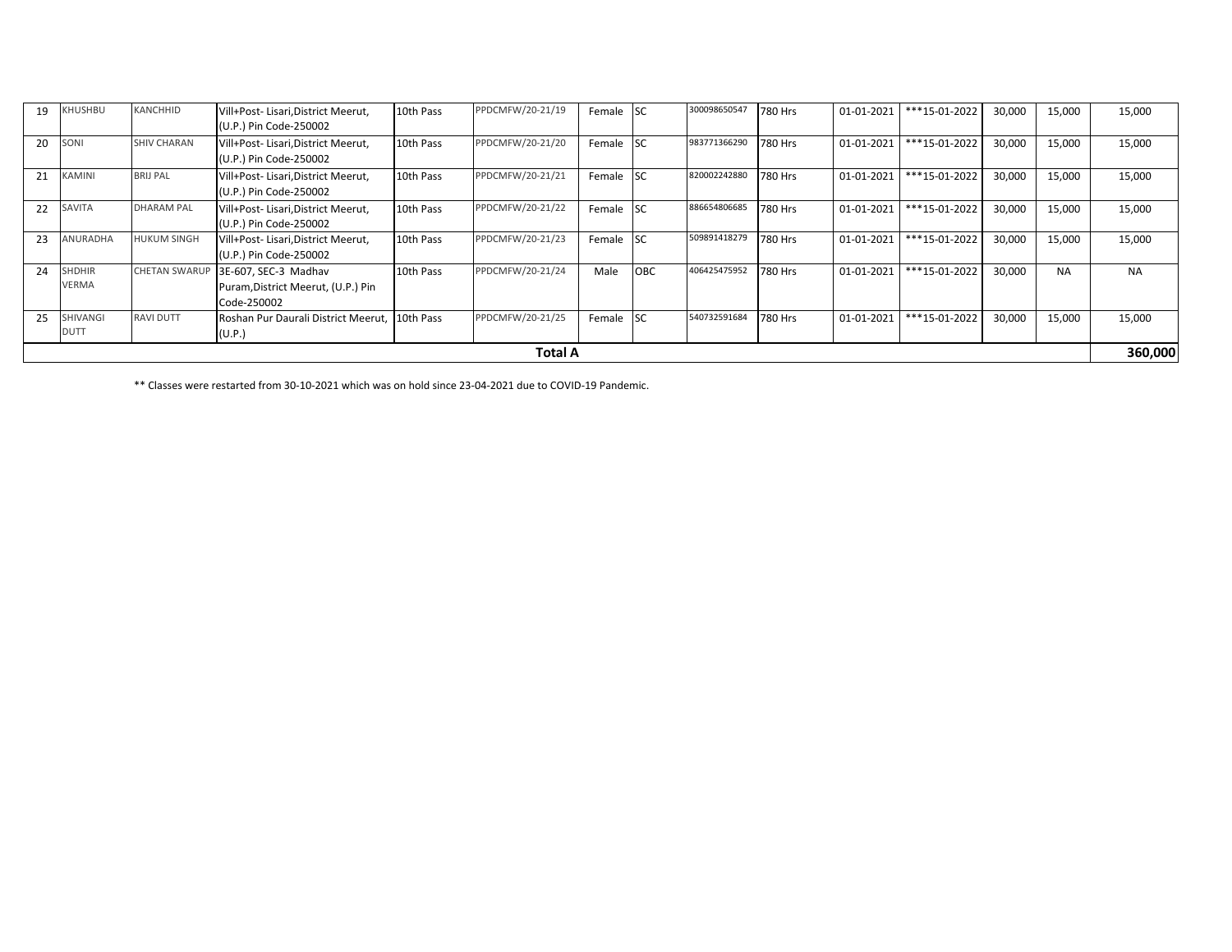| 19 | KHUSHBU | KANCHHID | Vill+Post- Lisari,District Meerut, (U.P.) Pin Code-250002 | 10th Pass | PPDCMFW/20-21/19 | Female | SC | 300098650547 | 780 Hrs | 01-01-2021 | ***15-01-2022 | 30,000 | 15,000 | 15,000 |
|---|---|---|---|---|---|---|---|---|---|---|---|---|---|---|
| 20 | SONI | SHIV CHARAN | Vill+Post- Lisari,District Meerut, (U.P.) Pin Code-250002 | 10th Pass | PPDCMFW/20-21/20 | Female | SC | 983771366290 | 780 Hrs | 01-01-2021 | ***15-01-2022 | 30,000 | 15,000 | 15,000 |
| 21 | KAMINI | BRIJ PAL | Vill+Post- Lisari,District Meerut, (U.P.) Pin Code-250002 | 10th Pass | PPDCMFW/20-21/21 | Female | SC | 820002242880 | 780 Hrs | 01-01-2021 | ***15-01-2022 | 30,000 | 15,000 | 15,000 |
| 22 | SAVITA | DHARAM PAL | Vill+Post- Lisari,District Meerut, (U.P.) Pin Code-250002 | 10th Pass | PPDCMFW/20-21/22 | Female | SC | 886654806685 | 780 Hrs | 01-01-2021 | ***15-01-2022 | 30,000 | 15,000 | 15,000 |
| 23 | ANURADHA | HUKUM SINGH | Vill+Post- Lisari,District Meerut, (U.P.) Pin Code-250002 | 10th Pass | PPDCMFW/20-21/23 | Female | SC | 509891418279 | 780 Hrs | 01-01-2021 | ***15-01-2022 | 30,000 | 15,000 | 15,000 |
| 24 | SHDHIR VERMA | CHETAN SWARUP | 3E-607, SEC-3 Madhav Puram,District Meerut, (U.P.) Pin Code-250002 | 10th Pass | PPDCMFW/20-21/24 | Male | OBC | 406425475952 | 780 Hrs | 01-01-2021 | ***15-01-2022 | 30,000 | NA | NA |
| 25 | SHIVANGI DUTT | RAVI DUTT | Roshan Pur Daurali District Meerut, (U.P.) | 10th Pass | PPDCMFW/20-21/25 | Female | SC | 540732591684 | 780 Hrs | 01-01-2021 | ***15-01-2022 | 30,000 | 15,000 | 15,000 |
| | | | | | **Total A** | | | | | | | | | **360,000** |

** Classes were restarted from 30-10-2021 which was on hold since 23-04-2021 due to COVID-19 Pandemic.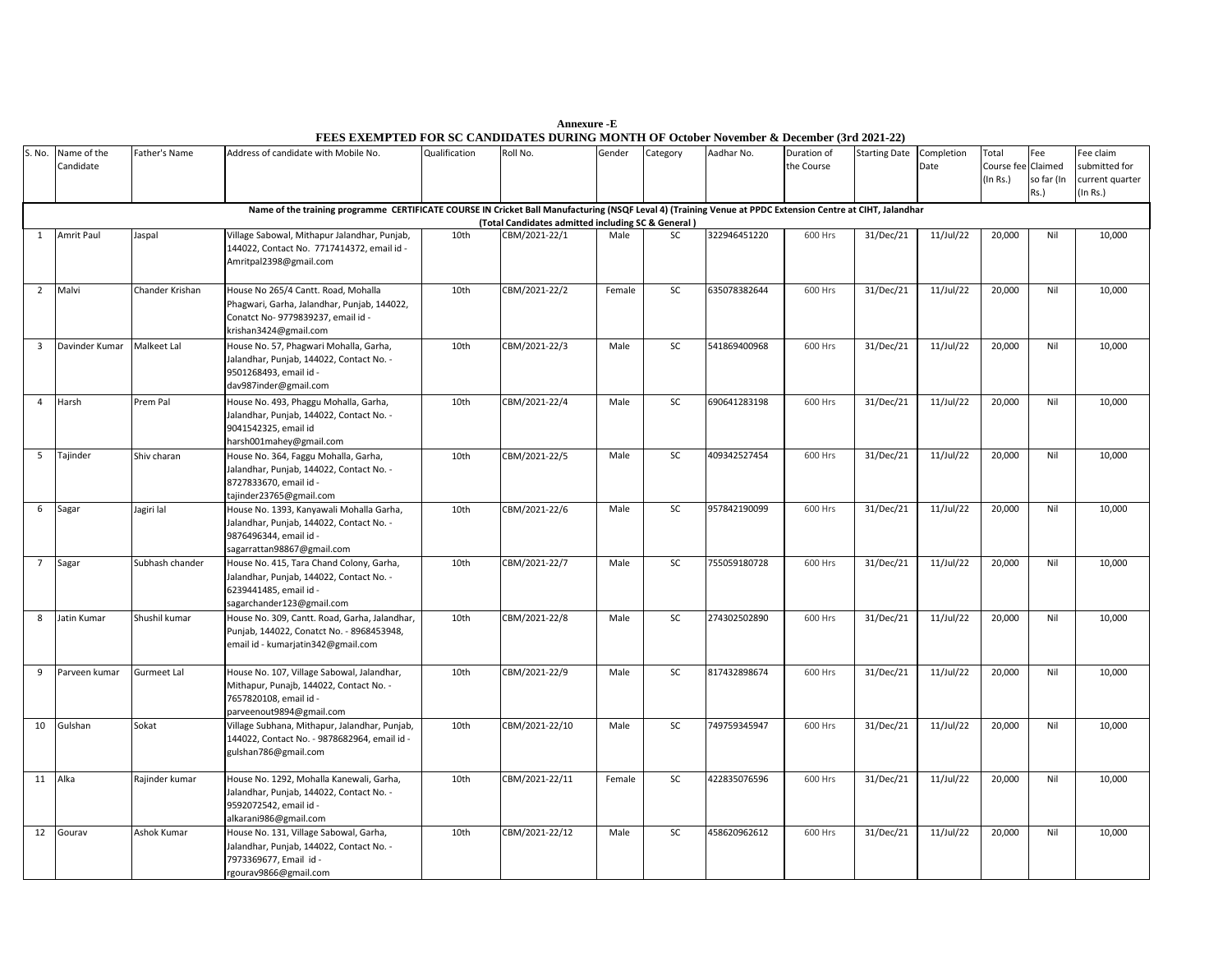**Annexure -E**

**FEES EXEMPTED FOR SC CANDIDATES DURING MONTH OF October November & December (3rd 2021-22)**

| S. No. | Name of the Candidate | Father's Name | Address of candidate with Mobile No. | Qualification | Roll No. | Gender | Category | Aadhar No. | Duration of the Course | Starting Date | Completion Date | Total Course fee (In Rs.) | Fee Claimed so far (In Rs.) | Fee claim submitted for current quarter (In Rs.) |
|---|---|---|---|---|---|---|---|---|---|---|---|---|---|---|
| **Name of the training programme CERTIFICATE COURSE IN Cricket Ball Manufacturing (NSQF Leval 4) (Training Venue at PPDC Extension Centre at CIHT, Jalandhar (Total Candidates admitted including SC & General )** | | | | | | | | | | | | | | |
| 1 | Amrit Paul | Jaspal | Village Sabowal, Mithapur Jalandhar, Punjab, 144022, Contact No. 7717414372, email id - Amritpal2398@gmail.com | 10th | CBM/2021-22/1 | Male | SC | 322946451220 | 600 Hrs | 31/Dec/21 | 11/Jul/22 | 20,000 | Nil | 10,000 |
| 2 | Malvi | Chander Krishan | House No 265/4 Cantt. Road, Mohalla Phagwari, Garha, Jalandhar, Punjab, 144022, Conatct No- 9779839237, email id - krishan3424@gmail.com | 10th | CBM/2021-22/2 | Female | SC | 635078382644 | 600 Hrs | 31/Dec/21 | 11/Jul/22 | 20,000 | Nil | 10,000 |
| 3 | Davinder Kumar | Malkeet Lal | House No. 57, Phagwari Mohalla, Garha, Jalandhar, Punjab, 144022, Contact No. - 9501268493, email id - dav987inder@gmail.com | 10th | CBM/2021-22/3 | Male | SC | 541869400968 | 600 Hrs | 31/Dec/21 | 11/Jul/22 | 20,000 | Nil | 10,000 |
| 4 | Harsh | Prem Pal | House No. 493, Phaggu Mohalla, Garha, Jalandhar, Punjab, 144022, Contact No. - 9041542325, email id harsh001mahey@gmail.com | 10th | CBM/2021-22/4 | Male | SC | 690641283198 | 600 Hrs | 31/Dec/21 | 11/Jul/22 | 20,000 | Nil | 10,000 |
| 5 | Tajinder | Shiv charan | House No. 364, Faggu Mohalla, Garha, Jalandhar, Punjab, 144022, Contact No. - 8727833670, email id - tajinder23765@gmail.com | 10th | CBM/2021-22/5 | Male | SC | 409342527454 | 600 Hrs | 31/Dec/21 | 11/Jul/22 | 20,000 | Nil | 10,000 |
| 6 | Sagar | Jagiri lal | House No. 1393, Kanyawali Mohalla Garha, Jalandhar, Punjab, 144022, Contact No. - 9876496344, email id - sagarrattan98867@gmail.com | 10th | CBM/2021-22/6 | Male | SC | 957842190099 | 600 Hrs | 31/Dec/21 | 11/Jul/22 | 20,000 | Nil | 10,000 |
| 7 | Sagar | Subhash chander | House No. 415, Tara Chand Colony, Garha, Jalandhar, Punjab, 144022, Contact No. - 6239441485, email id - sagarchander123@gmail.com | 10th | CBM/2021-22/7 | Male | SC | 755059180728 | 600 Hrs | 31/Dec/21 | 11/Jul/22 | 20,000 | Nil | 10,000 |
| 8 | Jatin Kumar | Shushil kumar | House No. 309, Cantt. Road, Garha, Jalandhar, Punjab, 144022, Contact No. - 8968453948, email id - kumarjatin342@gmail.com | 10th | CBM/2021-22/8 | Male | SC | 274302502890 | 600 Hrs | 31/Dec/21 | 11/Jul/22 | 20,000 | Nil | 10,000 |
| 9 | Parveen kumar | Gurmeet Lal | House No. 107, Village Sabowal, Jalandhar, Mithapur, Punajb, 144022, Contact No. - 7657820108, email id - parveenout9894@gmail.com | 10th | CBM/2021-22/9 | Male | SC | 817432898674 | 600 Hrs | 31/Dec/21 | 11/Jul/22 | 20,000 | Nil | 10,000 |
| 10 | Gulshan | Sokat | Village Subhana, Mithapur, Jalandhar, Punjab, 144022, Contact No. - 9878682964, email id - gulshan786@gmail.com | 10th | CBM/2021-22/10 | Male | SC | 749759345947 | 600 Hrs | 31/Dec/21 | 11/Jul/22 | 20,000 | Nil | 10,000 |
| 11 | Alka | Rajinder kumar | House No. 1292, Mohalla Kanewali, Garha, Jalandhar, Punjab, 144022, Contact No. - 9592072542, email id - alkarani986@gmail.com | 10th | CBM/2021-22/11 | Female | SC | 422835076596 | 600 Hrs | 31/Dec/21 | 11/Jul/22 | 20,000 | Nil | 10,000 |
| 12 | Gourav | Ashok Kumar | House No. 131, Village Sabowal, Garha, Jalandhar, Punjab, 144022, Contact No. - 7973369677, Email id - rgourav9866@gmail.com | 10th | CBM/2021-22/12 | Male | SC | 458620962612 | 600 Hrs | 31/Dec/21 | 11/Jul/22 | 20,000 | Nil | 10,000 |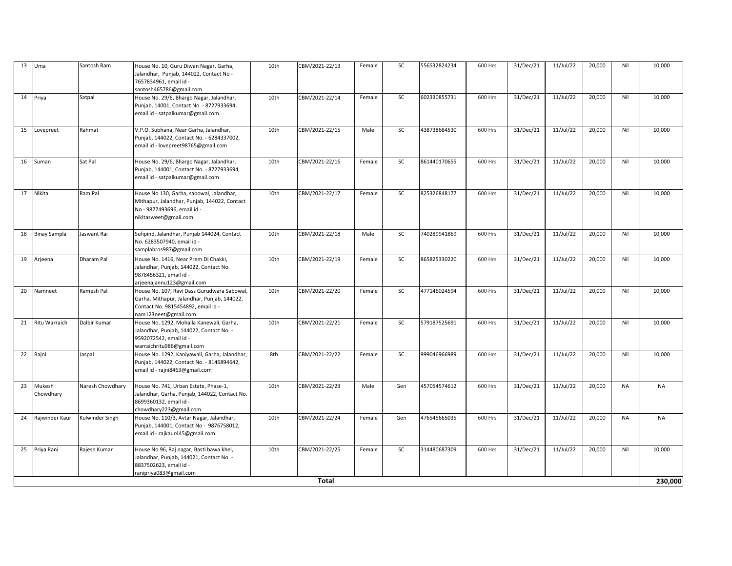| | | | | | | | | | | | | | | |
|---|---|---|---|---|---|---|---|---|---|---|---|---|---|---|
| 13 | Uma | Santosh Ram | House No. 10, Guru Diwan Nagar, Garha, Jalandhar, Punjab, 144022, Contact No - 7657834961, email id - santosh465786@gmail.com | 10th | CBM/2021-22/13 | Female | SC | 556532824234 | 600 Hrs | 31/Dec/21 | 11/Jul/22 | 20,000 | Nil | 10,000 |
| 14 | Priya | Satpal | House No. 29/6, Bhargo Nagar, Jalandhar, Punjab, 14001, Contact No. - 8727933694, email id - satpalkumar@gmail.com | 10th | CBM/2021-22/14 | Female | SC | 602330855731 | 600 Hrs | 31/Dec/21 | 11/Jul/22 | 20,000 | Nil | 10,000 |
| 15 | Lovepreet | Rahmat | V.P.O. Subhana, Near Garha, Jalandhar, Punjab, 144022, Contact No. - 6284337002, email id - lovepreet98765@gmail.com | 10th | CBM/2021-22/15 | Male | SC | 438738684530 | 600 Hrs | 31/Dec/21 | 11/Jul/22 | 20,000 | Nil | 10,000 |
| 16 | Suman | Sat Pal | House No. 29/6, Bhargo Nagar, Jalandhar, Punjab, 144001, Contact No. - 8727933694, email id - satpalkumar@gmail.com | 10th | CBM/2021-22/16 | Female | SC | 861440170655 | 600 Hrs | 31/Dec/21 | 11/Jul/22 | 20,000 | Nil | 10,000 |
| 17 | Nikita | Ram Pal | House No 130, Garha, sabowal, Jalandhar, Mithapur, Jalandhar, Punjab, 144022, Contact No - 9877493696, email id - nikitasweet@gmail.com | 10th | CBM/2021-22/17 | Female | SC | 825326848177 | 600 Hrs | 31/Dec/21 | 11/Jul/22 | 20,000 | Nil | 10,000 |
| 18 | Binay Sampla | Jaswant Rai | Sufipind, Jalandhar, Punjab 144024, Contact No. 6283507940, email id - samplabros987@gmail.com | 10th | CBM/2021-22/18 | Male | SC | 740289941869 | 600 Hrs | 31/Dec/21 | 11/Jul/22 | 20,000 | Nil | 10,000 |
| 19 | Arjeena | Dharam Pal | House No. 1416, Near Prem Di Chakki, Jalandhar, Punjab, 144022, Contact No. 9878456321, email id - arjeenajannu123@gmail.com | 10th | CBM/2021-22/19 | Female | SC | 865825330220 | 600 Hrs | 31/Dec/21 | 11/Jul/22 | 20,000 | Nil | 10,000 |
| 20 | Namneet | Ramesh Pal | House No. 107, Ravi Dass Gurudwara Sabowal, Garha, Mithapur, Jalandhar, Punjab, 144022, Contact No. 9815454892, email id - nam123neet@gmail.com | 10th | CBM/2021-22/20 | Female | SC | 477146024594 | 600 Hrs | 31/Dec/21 | 11/Jul/22 | 20,000 | Nil | 10,000 |
| 21 | Ritu Warraich | Dalbir Kumar | House No. 1292, Mohalla Kanewali, Garha, Jalandhar, Punjab, 144022, Contact No. - 9592072542, email id - warraichritu986@gmail.com | 10th | CBM/2021-22/21 | Female | SC | 579187525691 | 600 Hrs | 31/Dec/21 | 11/Jul/22 | 20,000 | Nil | 10,000 |
| 22 | Rajni | Jaspal | House No. 1292, Kaniyawali, Garha, Jalandhar, Punjab, 144022, Contact No. - 8146894642, email id - rajni8463@gmail.com | 8th | CBM/2021-22/22 | Female | SC | 999046966989 | 600 Hrs | 31/Dec/21 | 11/Jul/22 | 20,000 | Nil | 10,000 |
| 23 | Mukesh Chowdhary | Naresh Chowdhary | House No. 741, Urban Estate, Phase-1, Jalandhar, Garha, Punjab, 144022, Contact No. 8699360132, email id - chowdhary223@gmail.com | 10th | CBM/2021-22/23 | Male | Gen | 457054574612 | 600 Hrs | 31/Dec/21 | 11/Jul/22 | 20,000 | NA | NA |
| 24 | Rajwinder Kaur | Kulwinder Singh | House No. 110/3, Avtar Nagar, Jalandhar, Punjab, 144001, Contact No - 9876758012, email id - rajkaur445@gmail.com | 10th | CBM/2021-22/24 | Female | Gen | 476545665035 | 600 Hrs | 31/Dec/21 | 11/Jul/22 | 20,000 | NA | NA |
| 25 | Priya Rani | Rajesh Kumar | House No 96, Raj nagar, Basti bawa khel, Jalandhar, Punjab, 144021, Contact No. - 8837502623, email id - ranipriya083@gmail.com | 10th | CBM/2021-22/25 | Female | SC | 314480687309 | 600 Hrs | 31/Dec/21 | 11/Jul/22 | 20,000 | Nil | 10,000 |
| | | | | | **Total** | | | | | | | | | **230,000** |